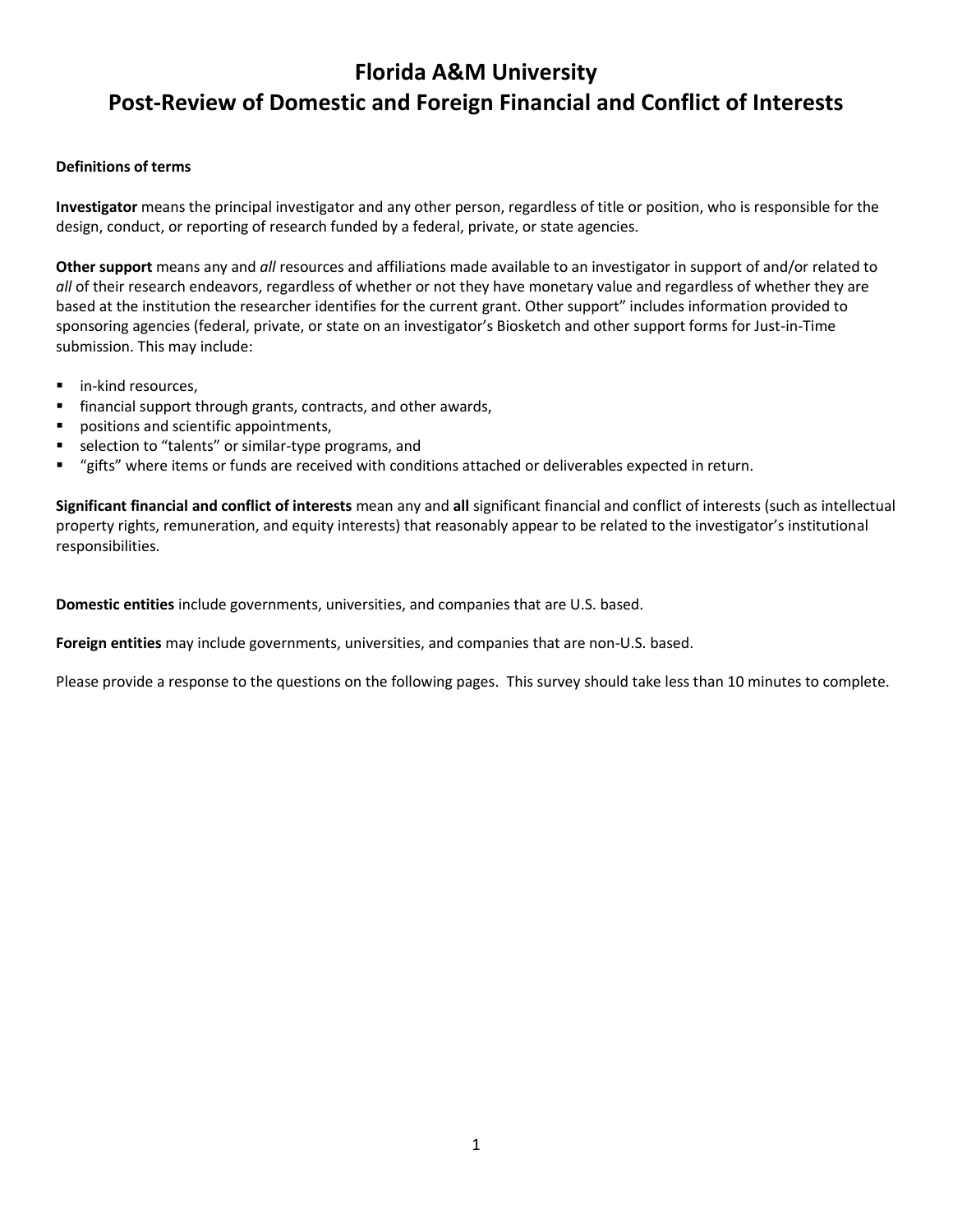# Florida A&M University
# Post-Review of Domestic and Foreign Financial and Conflict of Interests

**Definitions of terms**

**Investigator** means the principal investigator and any other person, regardless of title or position, who is responsible for the design, conduct, or reporting of research funded by a federal, private, or state agencies.

**Other support** means any and *all* resources and affiliations made available to an investigator in support of and/or related to *all* of their research endeavors, regardless of whether or not they have monetary value and regardless of whether they are based at the institution the researcher identifies for the current grant. Other support" includes information provided to sponsoring agencies (federal, private, or state on an investigator's Biosketch and other support forms for Just-in-Time submission. This may include:

- in-kind resources,
- financial support through grants, contracts, and other awards,
- positions and scientific appointments,
- selection to "talents" or similar-type programs, and
- "gifts" where items or funds are received with conditions attached or deliverables expected in return.

**Significant financial and conflict of interests** mean any and **all** significant financial and conflict of interests (such as intellectual property rights, remuneration, and equity interests) that reasonably appear to be related to the investigator's institutional responsibilities.

**Domestic entities** include governments, universities, and companies that are U.S. based.

**Foreign entities** may include governments, universities, and companies that are non-U.S. based.

Please provide a response to the questions on the following pages. This survey should take less than 10 minutes to complete.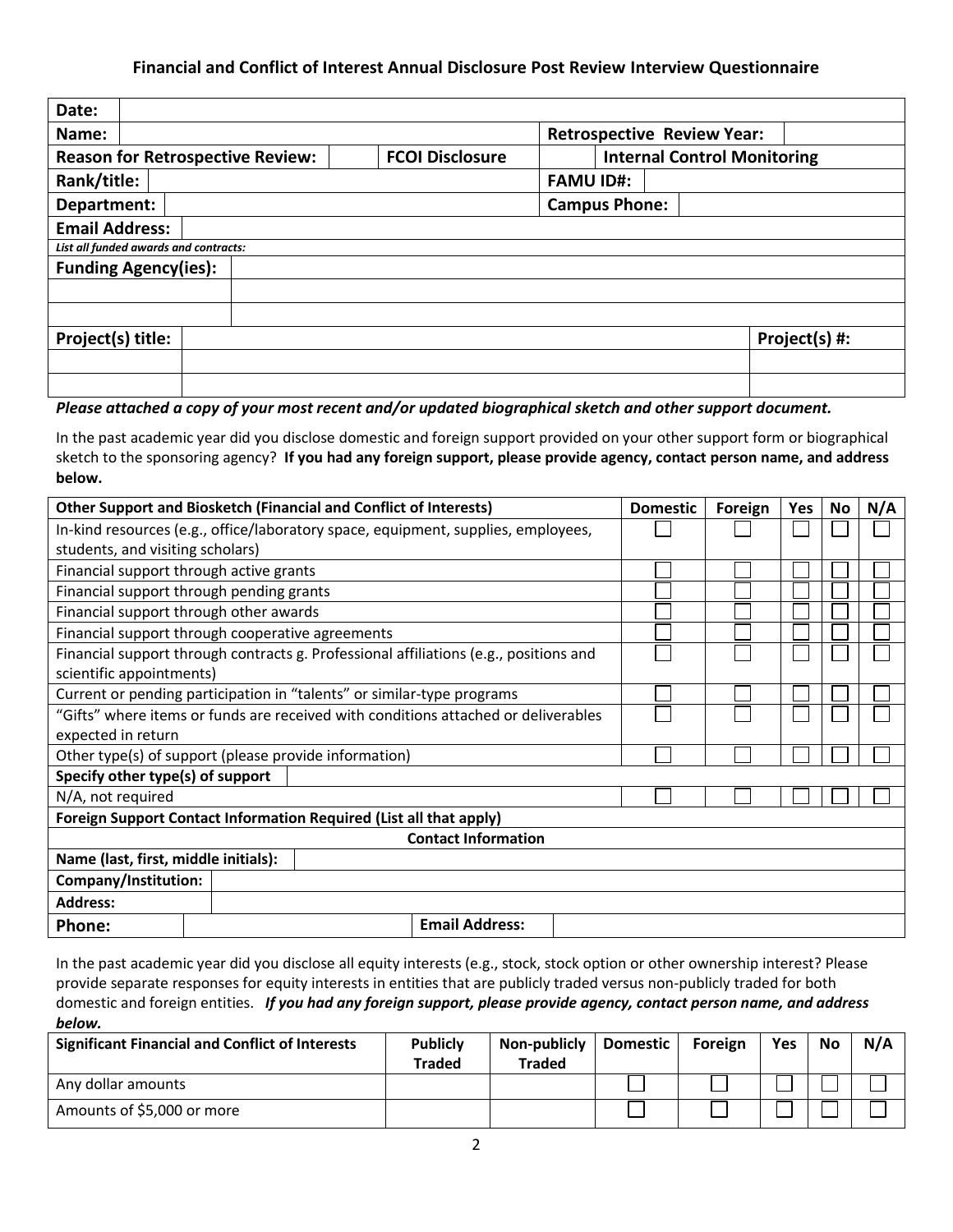## Financial and Conflict of Interest Annual Disclosure Post Review Interview Questionnaire

| | | | | | |
|---|---|---|---|---|---|
| **Date:** | | | | | |
| **Name:** | | | **Retrospective Review Year:** | | |
| **Reason for Retrospective Review:** | | **FCOI Disclosure** | | **Internal Control Monitoring** | |
| **Rank/title:** | | | **FAMU ID#:** | | |
| **Department:** | | | **Campus Phone:** | | |
| **Email Address:** | | | | | |
| ***List all funded awards and contracts:*** | | | | | |
| **Funding Agency(ies):** | | | | | |
| | | | | | |
| | | | | | |
| **Project(s) title:** | | | | **Project(s) #:** | |
| | | | | | |
| | | | | | |

***Please attached a copy of your most recent and/or updated biographical sketch and other support document.***

In the past academic year did you disclose domestic and foreign support provided on your other support form or biographical sketch to the sponsoring agency? **If you had any foreign support, please provide agency, contact person name, and address below.**

| Other Support and Biosketch (Financial and Conflict of Interests) | Domestic | Foreign | Yes | No | N/A |
|---|---|---|---|---|---|
| In-kind resources (e.g., office/laboratory space, equipment, supplies, employees, students, and visiting scholars) | ☐ | ☐ | ☐ | ☐ | ☐ |
| Financial support through active grants | ☐ | ☐ | ☐ | ☐ | ☐ |
| Financial support through pending grants | ☐ | ☐ | ☐ | ☐ | ☐ |
| Financial support through other awards | ☐ | ☐ | ☐ | ☐ | ☐ |
| Financial support through cooperative agreements | ☐ | ☐ | ☐ | ☐ | ☐ |
| Financial support through contracts g. Professional affiliations (e.g., positions and scientific appointments) | ☐ | ☐ | ☐ | ☐ | ☐ |
| Current or pending participation in "talents" or similar-type programs | ☐ | ☐ | ☐ | ☐ | ☐ |
| "Gifts" where items or funds are received with conditions attached or deliverables expected in return | ☐ | ☐ | ☐ | ☐ | ☐ |
| Other type(s) of support (please provide information) | ☐ | ☐ | ☐ | ☐ | ☐ |
| **Specify other type(s) of support** | | | | | |
| N/A, not required | ☐ | ☐ | ☐ | ☐ | ☐ |
| **Foreign Support Contact Information Required (List all that apply)** | | | | | |
| **Contact Information** | | | | | |
| **Name (last, first, middle initials):** | | | | | |
| **Company/Institution:** | | | | | |
| **Address:** | | | | | |
| **Phone:** | | **Email Address:** | | | |

In the past academic year did you disclose all equity interests (e.g., stock, stock option or other ownership interest? Please provide separate responses for equity interests in entities that are publicly traded versus non-publicly traded for both domestic and foreign entities. ***If you had any foreign support, please provide agency, contact person name, and address below.***

| Significant Financial and Conflict of Interests | Publicly Traded | Non-publicly Traded | Domestic | Foreign | Yes | No | N/A |
|---|---|---|---|---|---|---|---|
| Any dollar amounts | | | ☐ | ☐ | ☐ | ☐ | ☐ |
| Amounts of $5,000 or more | | | ☐ | ☐ | ☐ | ☐ | ☐ |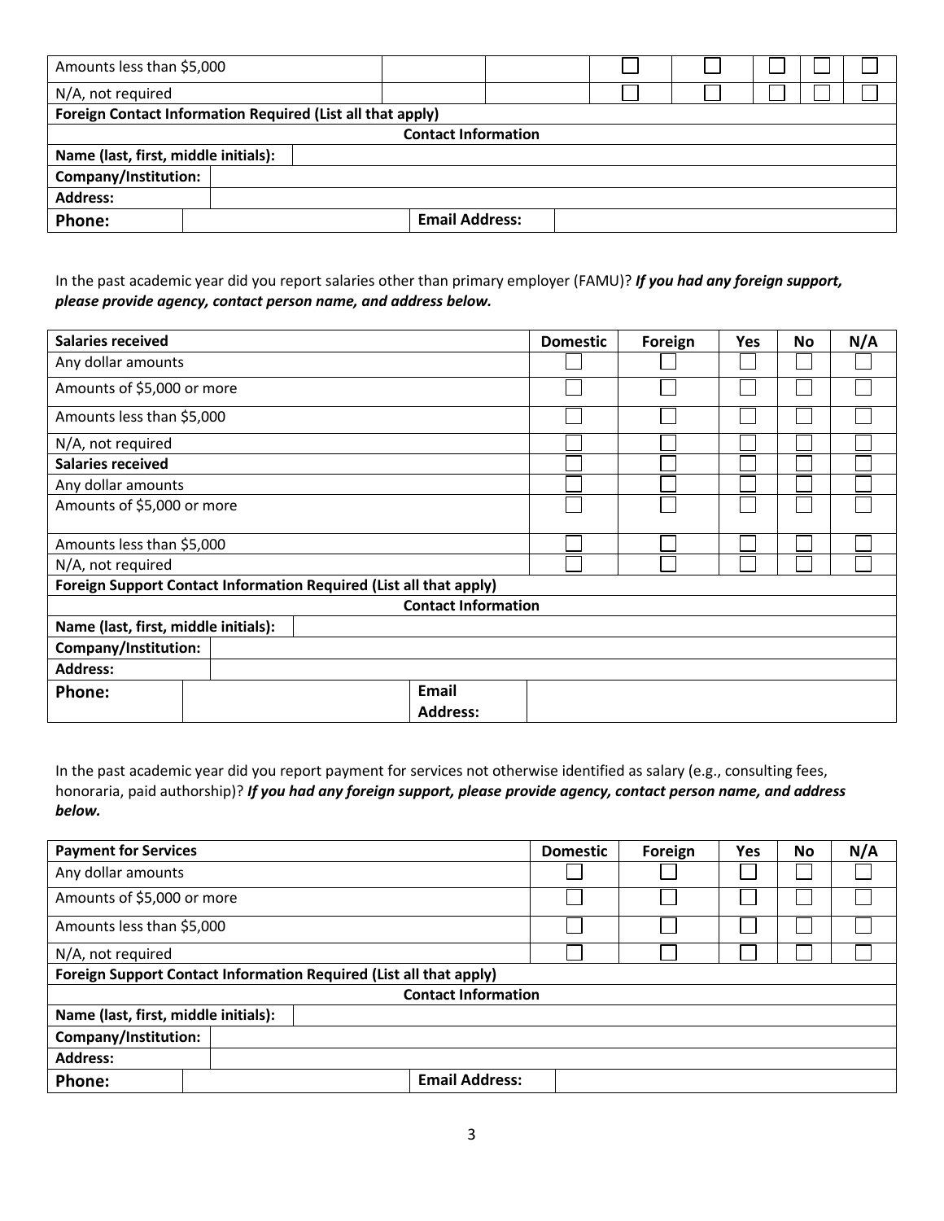| Amounts less than $5,000 | | | ☐ | ☐ | ☐ | ☐ | ☐ |
|---|---|---|---|---|---|---|---|
| N/A, not required | | | ☐ | ☐ | ☐ | ☐ | ☐ |
| **Foreign Contact Information Required (List all that apply)** | | | | | | | |
| **Contact Information** | | | | | | | |
| **Name (last, first, middle initials):** | | | | | | | |
| **Company/Institution:** | | | | | | | |
| **Address:** | | | | | | | |
| **Phone:** | | **Email Address:** | | | | | |

In the past academic year did you report salaries other than primary employer (FAMU)? ***If you had any foreign support, please provide agency, contact person name, and address below.***

| **Salaries received** | **Domestic** | **Foreign** | **Yes** | **No** | **N/A** |
|---|---|---|---|---|---|
| Any dollar amounts | ☐ | ☐ | ☐ | ☐ | ☐ |
| Amounts of $5,000 or more | ☐ | ☐ | ☐ | ☐ | ☐ |
| Amounts less than $5,000 | ☐ | ☐ | ☐ | ☐ | ☐ |
| N/A, not required | ☐ | ☐ | ☐ | ☐ | ☐ |
| **Salaries received** | ☐ | ☐ | ☐ | ☐ | ☐ |
| Any dollar amounts | ☐ | ☐ | ☐ | ☐ | ☐ |
| Amounts of $5,000 or more | ☐ | ☐ | ☐ | ☐ | ☐ |
| Amounts less than $5,000 | ☐ | ☐ | ☐ | ☐ | ☐ |
| N/A, not required | ☐ | ☐ | ☐ | ☐ | ☐ |
| **Foreign Support Contact Information Required (List all that apply)** | | | | | |
| **Contact Information** | | | | | |
| **Name (last, first, middle initials):** | | | | | |
| **Company/Institution:** | | | | | |
| **Address:** | | | | | |
| **Phone:** | **Email Address:** | | | | |

In the past academic year did you report payment for services not otherwise identified as salary (e.g., consulting fees, honoraria, paid authorship)? ***If you had any foreign support, please provide agency, contact person name, and address below.***

| **Payment for Services** | **Domestic** | **Foreign** | **Yes** | **No** | **N/A** |
|---|---|---|---|---|---|
| Any dollar amounts | ☐ | ☐ | ☐ | ☐ | ☐ |
| Amounts of $5,000 or more | ☐ | ☐ | ☐ | ☐ | ☐ |
| Amounts less than $5,000 | ☐ | ☐ | ☐ | ☐ | ☐ |
| N/A, not required | ☐ | ☐ | ☐ | ☐ | ☐ |
| **Foreign Support Contact Information Required (List all that apply)** | | | | | |
| **Contact Information** | | | | | |
| **Name (last, first, middle initials):** | | | | | |
| **Company/Institution:** | | | | | |
| **Address:** | | | | | |
| **Phone:** | **Email Address:** | | | | |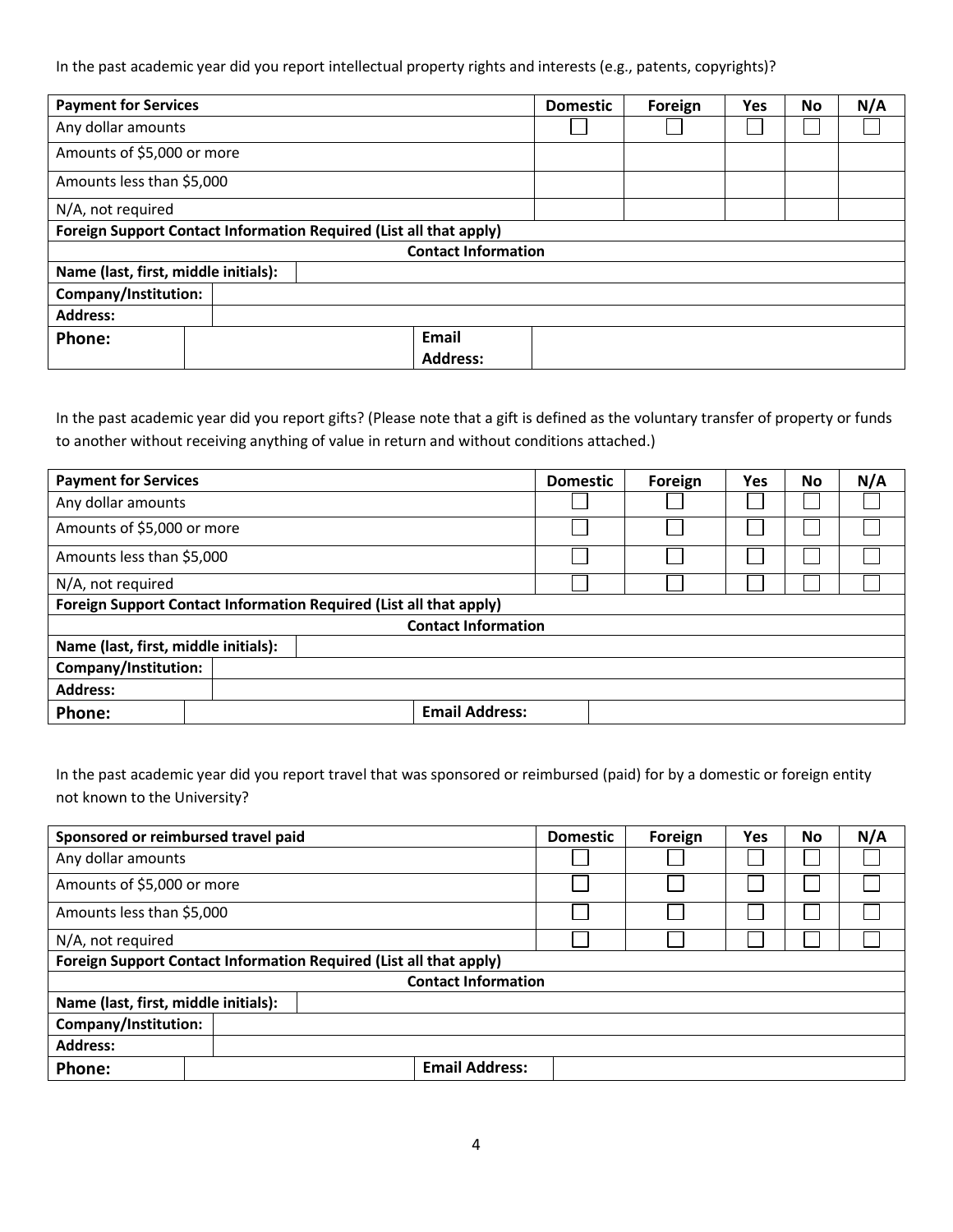In the past academic year did you report intellectual property rights and interests (e.g., patents, copyrights)?

| Payment for Services | Domestic | Foreign | Yes | No | N/A |
| --- | --- | --- | --- | --- | --- |
| Any dollar amounts | ☐ | ☐ | ☐ | ☐ | ☐ |
| Amounts of $5,000 or more | | | | | |
| Amounts less than $5,000 | | | | | |
| N/A, not required | | | | | |
| **Foreign Support Contact Information Required (List all that apply)** | | | | | |
| **Contact Information** | | | | | |
| **Name (last, first, middle initials):** | | | | | |
| **Company/Institution:** | | | | | |
| **Address:** | | | | | |
| **Phone:** | | **Email Address:** | | | |

In the past academic year did you report gifts? (Please note that a gift is defined as the voluntary transfer of property or funds to another without receiving anything of value in return and without conditions attached.)

| Payment for Services | Domestic | Foreign | Yes | No | N/A |
| --- | --- | --- | --- | --- | --- |
| Any dollar amounts | ☐ | ☐ | ☐ | ☐ | ☐ |
| Amounts of $5,000 or more | ☐ | ☐ | ☐ | ☐ | ☐ |
| Amounts less than $5,000 | ☐ | ☐ | ☐ | ☐ | ☐ |
| N/A, not required | ☐ | ☐ | ☐ | ☐ | ☐ |
| **Foreign Support Contact Information Required (List all that apply)** | | | | | |
| **Contact Information** | | | | | |
| **Name (last, first, middle initials):** | | | | | |
| **Company/Institution:** | | | | | |
| **Address:** | | | | | |
| **Phone:** | | **Email Address:** | | | |

In the past academic year did you report travel that was sponsored or reimbursed (paid) for by a domestic or foreign entity not known to the University?

| Sponsored or reimbursed travel paid | Domestic | Foreign | Yes | No | N/A |
| --- | --- | --- | --- | --- | --- |
| Any dollar amounts | ☐ | ☐ | ☐ | ☐ | ☐ |
| Amounts of $5,000 or more | ☐ | ☐ | ☐ | ☐ | ☐ |
| Amounts less than $5,000 | ☐ | ☐ | ☐ | ☐ | ☐ |
| N/A, not required | ☐ | ☐ | ☐ | ☐ | ☐ |
| **Foreign Support Contact Information Required (List all that apply)** | | | | | |
| **Contact Information** | | | | | |
| **Name (last, first, middle initials):** | | | | | |
| **Company/Institution:** | | | | | |
| **Address:** | | | | | |
| **Phone:** | | **Email Address:** | | | |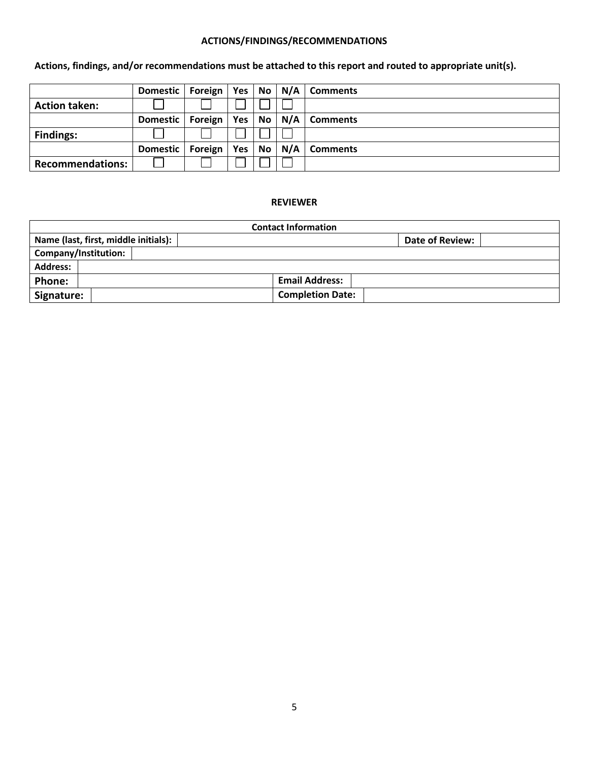## ACTIONS/FINDINGS/RECOMMENDATIONS

**Actions, findings, and/or recommendations must be attached to this report and routed to appropriate unit(s).**

| | **Domestic** | **Foreign** | **Yes** | **No** | **N/A** | **Comments** |
|---|---|---|---|---|---|---|
| **Action taken:** | ☐ | ☐ | ☐ | ☐ | ☐ | |
| | **Domestic** | **Foreign** | **Yes** | **No** | **N/A** | **Comments** |
| **Findings:** | ☐ | ☐ | ☐ | ☐ | ☐ | |
| | **Domestic** | **Foreign** | **Yes** | **No** | **N/A** | **Comments** |
| **Recommendations:** | ☐ | ☐ | ☐ | ☐ | ☐ | |

## REVIEWER

| **Contact Information** | | | |
|---|---|---|---|
| **Name (last, first, middle initials):** | | **Date of Review:** | |
| **Company/Institution:** | | | |
| **Address:** | | | |
| **Phone:** | | **Email Address:** | |
| **Signature:** | | **Completion Date:** | |